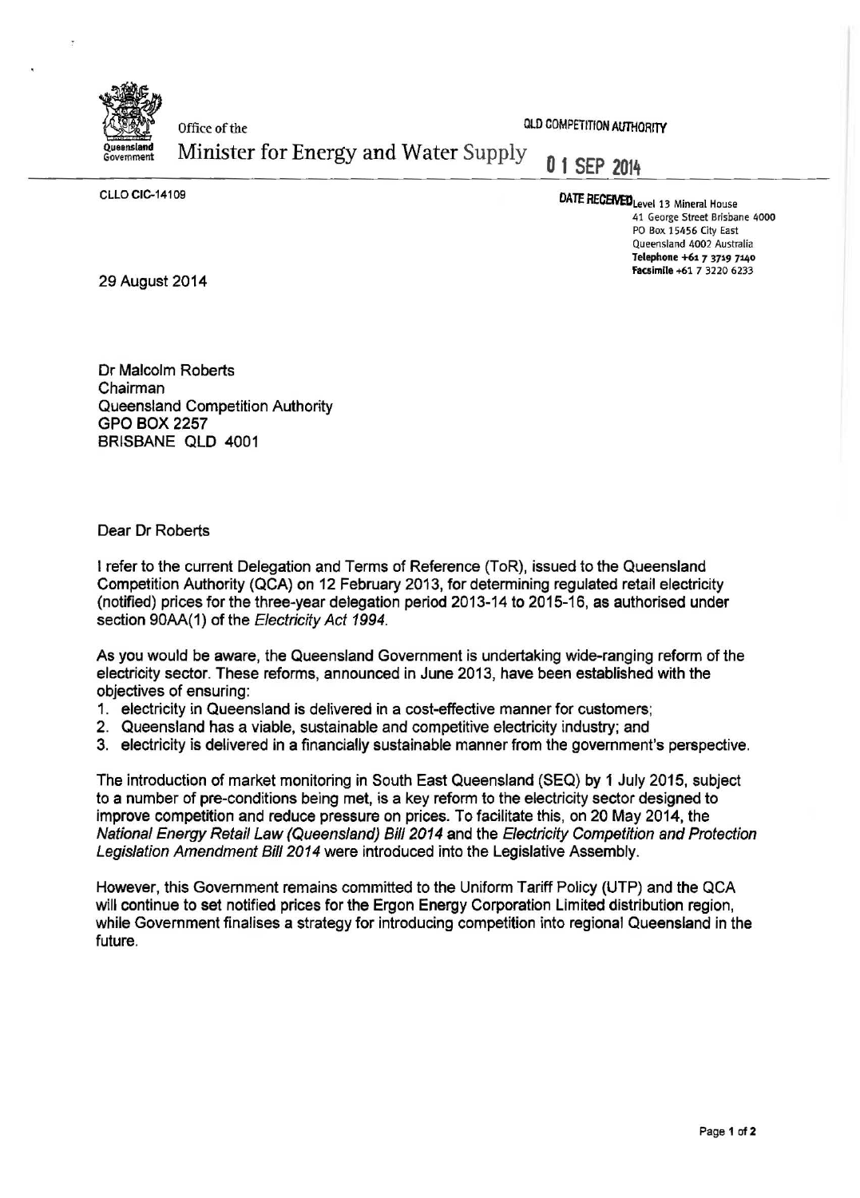Queensland Government

Office of the
Minister for Energy and Water Supply

QLD COMPETITION AUTHORITY

01 SEP 2014

DATE RECEIVED

CLLO CIC-14109

Level 13 Mineral House
41 George Street Brisbane 4000
PO Box 15456 City East
Queensland 4002 Australia
**Telephone** +61 7 3719 7140
**Facsimile** +61 7 3220 6233

29 August 2014

Dr Malcolm Roberts
Chairman
Queensland Competition Authority
GPO BOX 2257
BRISBANE QLD 4001

Dear Dr Roberts

I refer to the current Delegation and Terms of Reference (ToR), issued to the Queensland Competition Authority (QCA) on 12 February 2013, for determining regulated retail electricity (notified) prices for the three-year delegation period 2013-14 to 2015-16, as authorised under section 90AA(1) of the *Electricity Act 1994*.

As you would be aware, the Queensland Government is undertaking wide-ranging reform of the electricity sector. These reforms, announced in June 2013, have been established with the objectives of ensuring:

1. electricity in Queensland is delivered in a cost-effective manner for customers;
2. Queensland has a viable, sustainable and competitive electricity industry; and
3. electricity is delivered in a financially sustainable manner from the government's perspective.

The introduction of market monitoring in South East Queensland (SEQ) by 1 July 2015, subject to a number of pre-conditions being met, is a key reform to the electricity sector designed to improve competition and reduce pressure on prices. To facilitate this, on 20 May 2014, the *National Energy Retail Law (Queensland) Bill 2014* and the *Electricity Competition and Protection Legislation Amendment Bill 2014* were introduced into the Legislative Assembly.

However, this Government remains committed to the Uniform Tariff Policy (UTP) and the QCA will continue to set notified prices for the Ergon Energy Corporation Limited distribution region, while Government finalises a strategy for introducing competition into regional Queensland in the future.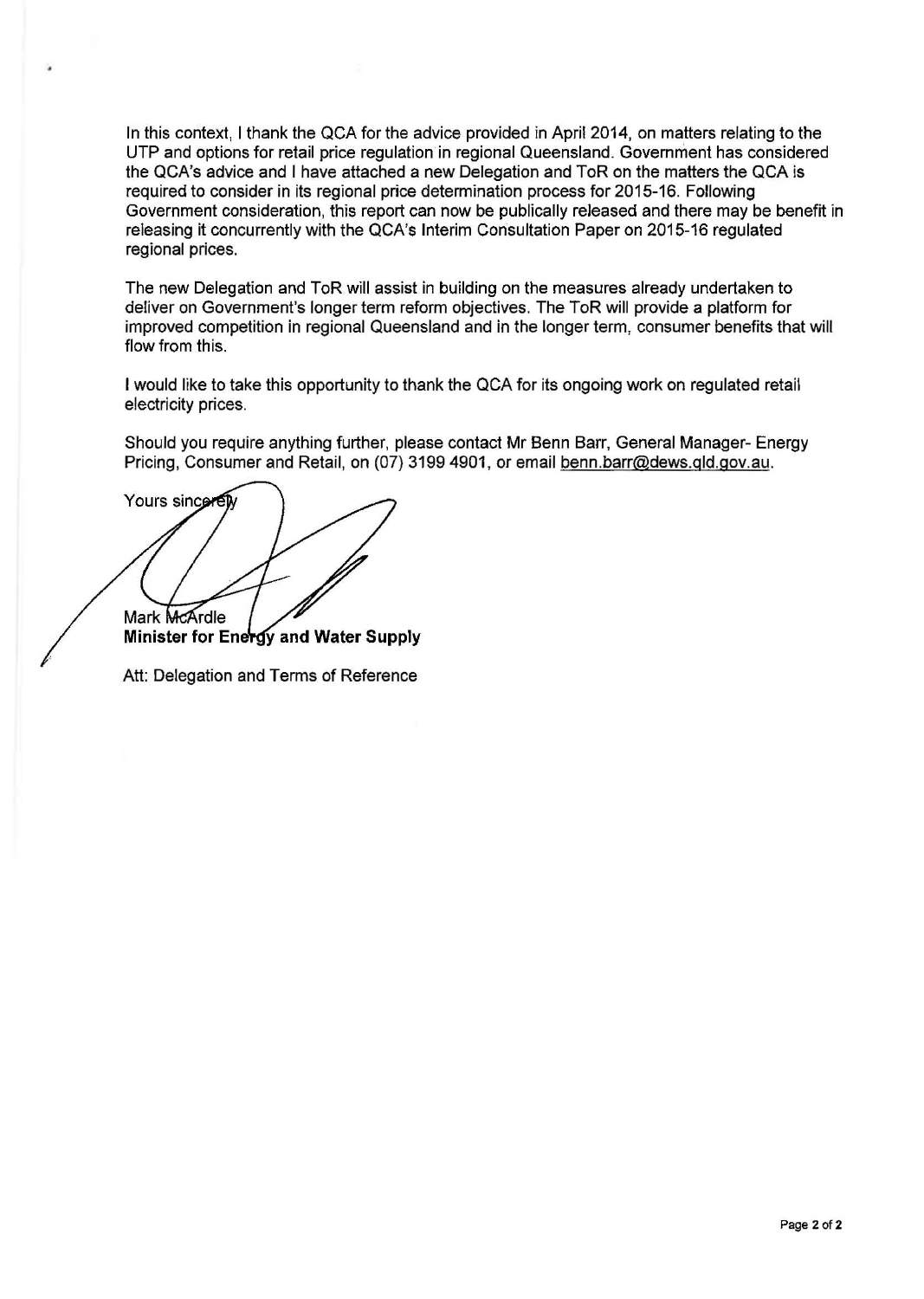In this context, I thank the QCA for the advice provided in April 2014, on matters relating to the UTP and options for retail price regulation in regional Queensland. Government has considered the QCA's advice and I have attached a new Delegation and ToR on the matters the QCA is required to consider in its regional price determination process for 2015-16. Following Government consideration, this report can now be publically released and there may be benefit in releasing it concurrently with the QCA's Interim Consultation Paper on 2015-16 regulated regional prices.

The new Delegation and ToR will assist in building on the measures already undertaken to deliver on Government's longer term reform objectives. The ToR will provide a platform for improved competition in regional Queensland and in the longer term, consumer benefits that will flow from this.

I would like to take this opportunity to thank the QCA for its ongoing work on regulated retail electricity prices.

Should you require anything further, please contact Mr Benn Barr, General Manager- Energy Pricing, Consumer and Retail, on (07) 3199 4901, or email benn.barr@dews.qld.gov.au.

Yours sincerely

Mark McArdle
**Minister for Energy and Water Supply**

Att: Delegation and Terms of Reference